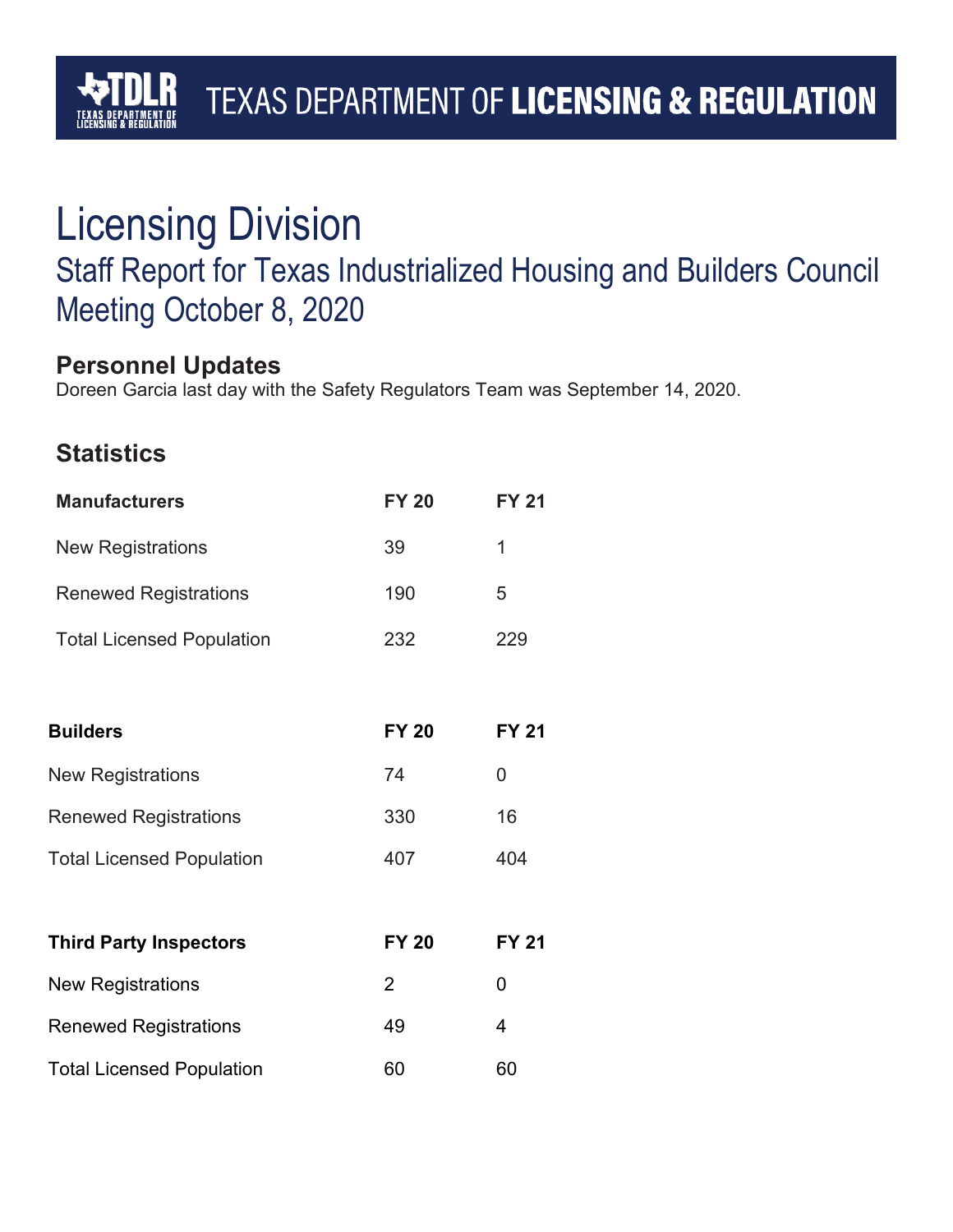TEXAS DEPARTMENT OF **LICENSING & REGULATION**

# Licensing Division

## Staff Report for Texas Industrialized Housing and Builders Council Meeting October 8, 2020

### Personnel Updates

Doreen Garcia last day with the Safety Regulators Team was September 14, 2020.

### Statistics

| **Manufacturers** | **FY 20** | **FY 21** |
| --- | --- | --- |
| New Registrations | 39 | 1 |
| Renewed Registrations | 190 | 5 |
| Total Licensed Population | 232 | 229 |

| **Builders** | **FY 20** | **FY 21** |
| --- | --- | --- |
| New Registrations | 74 | 0 |
| Renewed Registrations | 330 | 16 |
| Total Licensed Population | 407 | 404 |

| **Third Party Inspectors** | **FY 20** | **FY 21** |
| --- | --- | --- |
| New Registrations | 2 | 0 |
| Renewed Registrations | 49 | 4 |
| Total Licensed Population | 60 | 60 |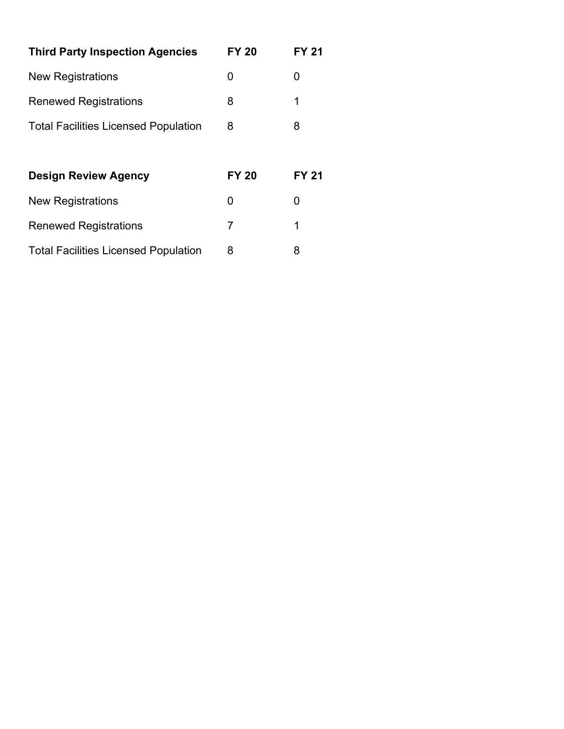| Third Party Inspection Agencies | FY 20 | FY 21 |
| --- | --- | --- |
| New Registrations | 0 | 0 |
| Renewed Registrations | 8 | 1 |
| Total Facilities Licensed Population | 8 | 8 |

| Design Review Agency | FY 20 | FY 21 |
| --- | --- | --- |
| New Registrations | 0 | 0 |
| Renewed Registrations | 7 | 1 |
| Total Facilities Licensed Population | 8 | 8 |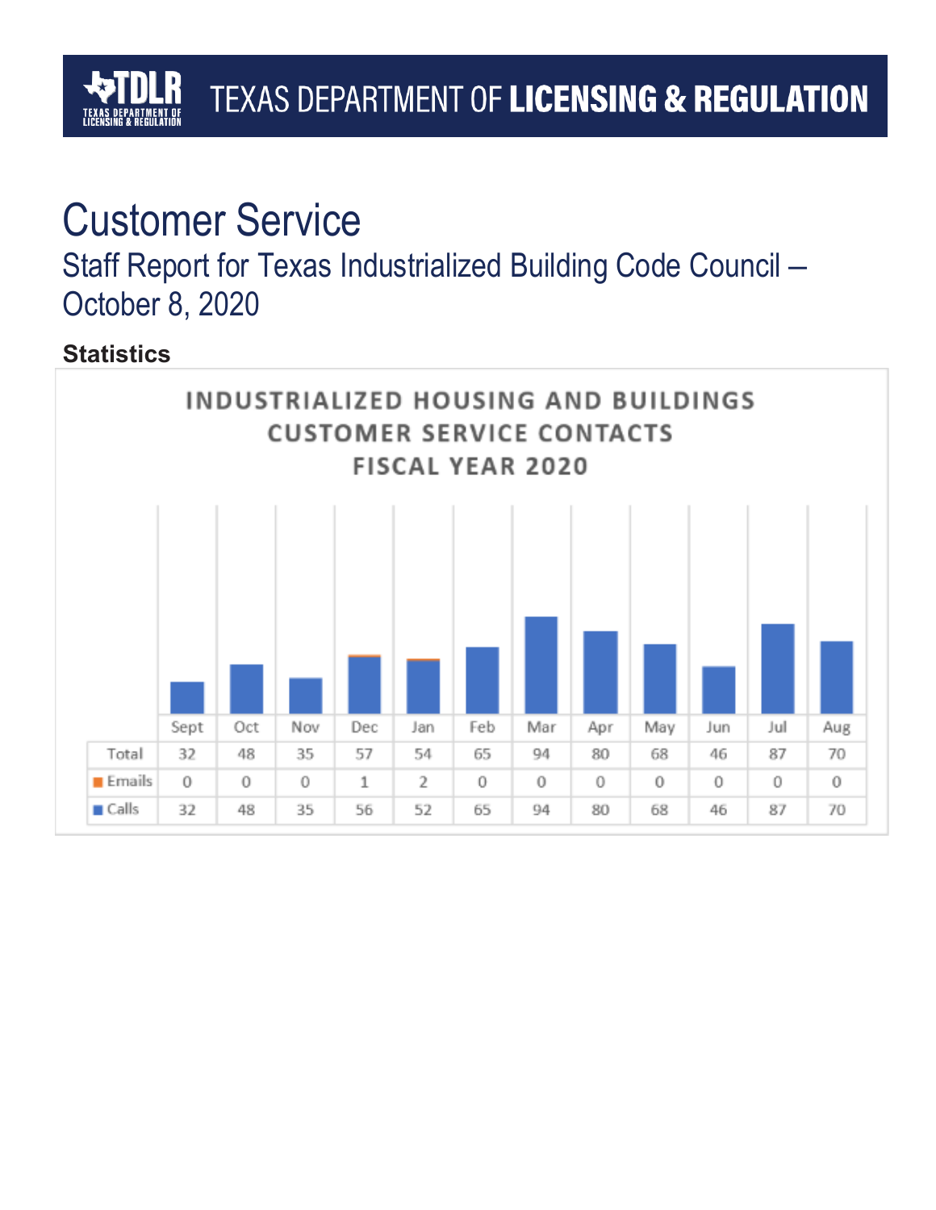# Customer Service

## Staff Report for Texas Industrialized Building Code Council – October 8, 2020

### Statistics

**INDUSTRIALIZED HOUSING AND BUILDINGS CUSTOMER SERVICE CONTACTS FISCAL YEAR 2020**

| | Sept | Oct | Nov | Dec | Jan | Feb | Mar | Apr | May | Jun | Jul | Aug |
|---|---|---|---|---|---|---|---|---|---|---|---|---|
| Total | 32 | 48 | 35 | 57 | 54 | 65 | 94 | 80 | 68 | 46 | 87 | 70 |
| Emails | 0 | 0 | 0 | 1 | 2 | 0 | 0 | 0 | 0 | 0 | 0 | 0 |
| Calls | 32 | 48 | 35 | 56 | 52 | 65 | 94 | 80 | 68 | 46 | 87 | 70 |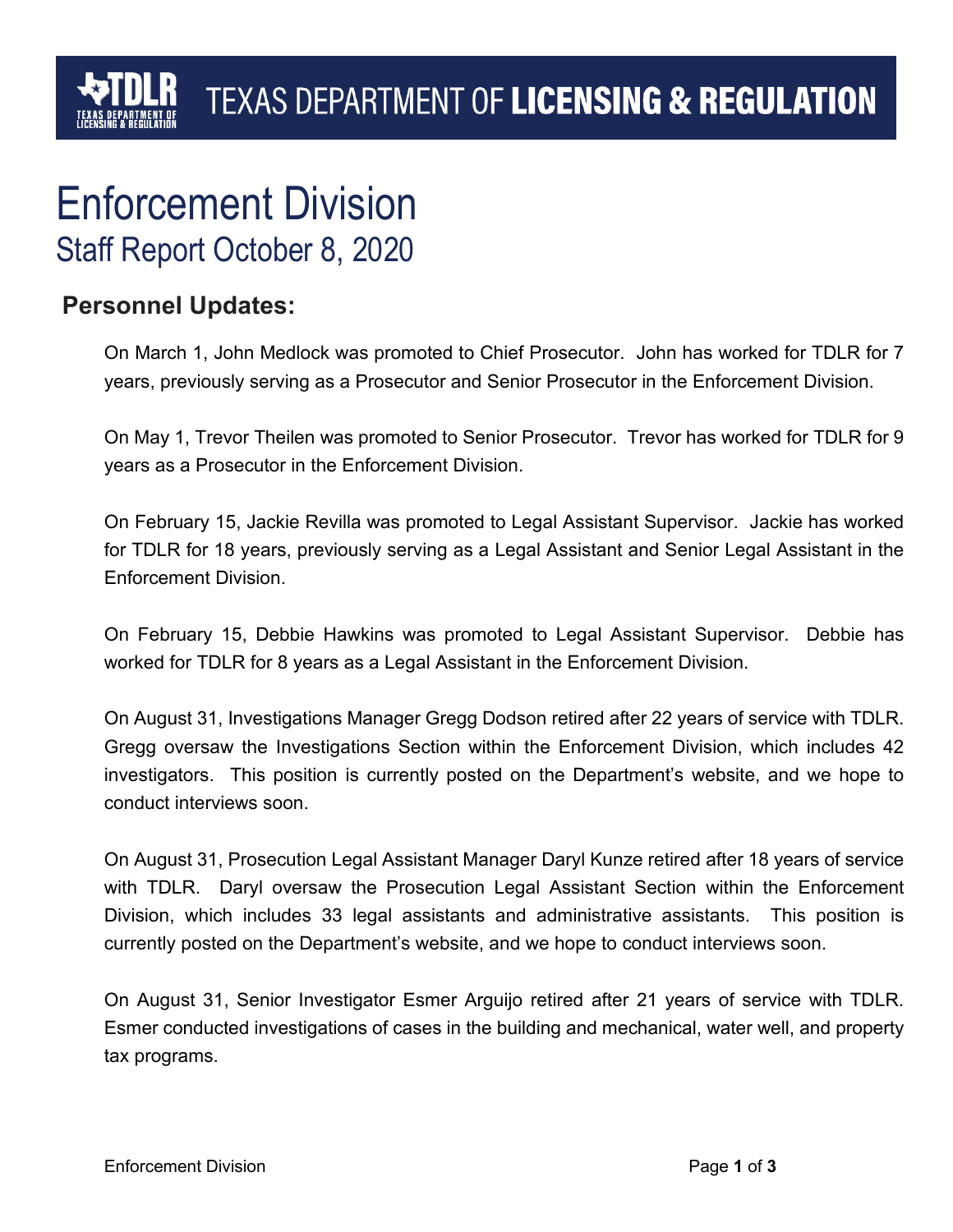TEXAS DEPARTMENT OF **LICENSING & REGULATION**

# Enforcement Division

## Staff Report October 8, 2020

### Personnel Updates:

On March 1, John Medlock was promoted to Chief Prosecutor. John has worked for TDLR for 7 years, previously serving as a Prosecutor and Senior Prosecutor in the Enforcement Division.

On May 1, Trevor Theilen was promoted to Senior Prosecutor. Trevor has worked for TDLR for 9 years as a Prosecutor in the Enforcement Division.

On February 15, Jackie Revilla was promoted to Legal Assistant Supervisor. Jackie has worked for TDLR for 18 years, previously serving as a Legal Assistant and Senior Legal Assistant in the Enforcement Division.

On February 15, Debbie Hawkins was promoted to Legal Assistant Supervisor. Debbie has worked for TDLR for 8 years as a Legal Assistant in the Enforcement Division.

On August 31, Investigations Manager Gregg Dodson retired after 22 years of service with TDLR. Gregg oversaw the Investigations Section within the Enforcement Division, which includes 42 investigators. This position is currently posted on the Department's website, and we hope to conduct interviews soon.

On August 31, Prosecution Legal Assistant Manager Daryl Kunze retired after 18 years of service with TDLR. Daryl oversaw the Prosecution Legal Assistant Section within the Enforcement Division, which includes 33 legal assistants and administrative assistants. This position is currently posted on the Department's website, and we hope to conduct interviews soon.

On August 31, Senior Investigator Esmer Arguijo retired after 21 years of service with TDLR. Esmer conducted investigations of cases in the building and mechanical, water well, and property tax programs.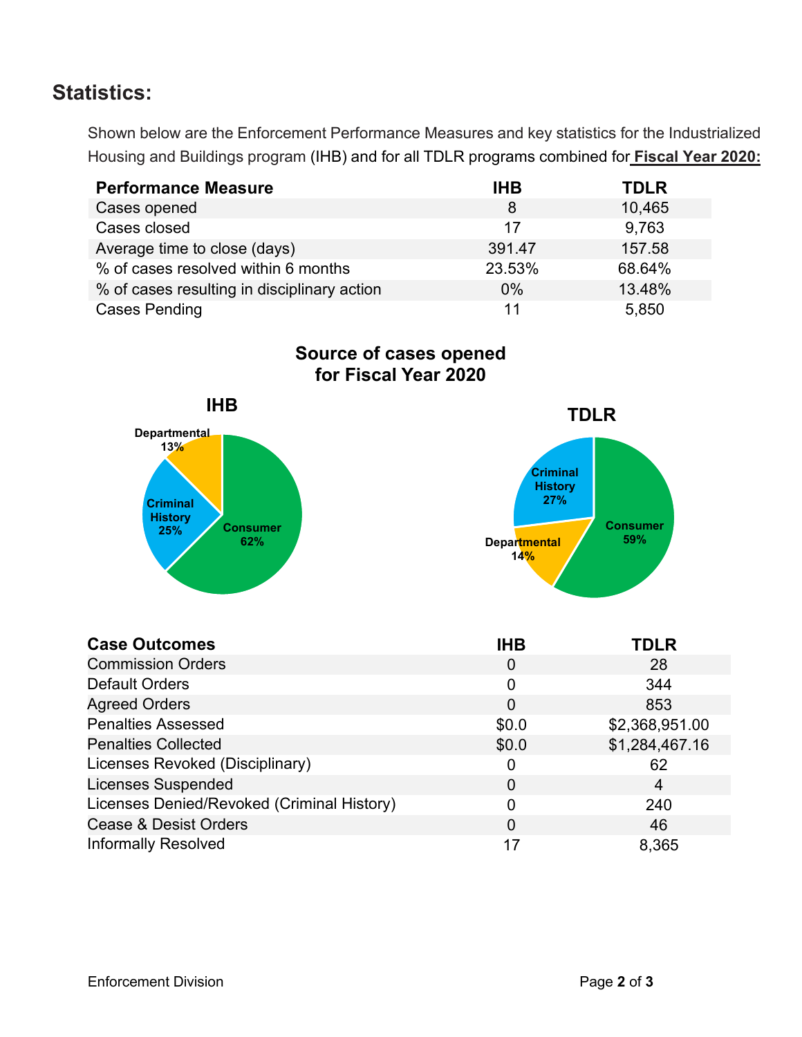## Statistics:

Shown below are the Enforcement Performance Measures and key statistics for the Industrialized Housing and Buildings program (IHB) and for all TDLR programs combined for **Fiscal Year 2020:**

| Performance Measure | IHB | TDLR |
|---|---|---|
| Cases opened | 8 | 10,465 |
| Cases closed | 17 | 9,763 |
| Average time to close (days) | 391.47 | 157.58 |
| % of cases resolved within 6 months | 23.53% | 68.64% |
| % of cases resulting in disciplinary action | 0% | 13.48% |
| Cases Pending | 11 | 5,850 |

**Source of cases opened for Fiscal Year 2020**

**IHB**

- Consumer 62%
- Criminal History 25%
- Departmental 13%

**TDLR**

- Consumer 59%
- Criminal History 27%
- Departmental 14%

| Case Outcomes | IHB | TDLR |
|---|---|---|
| Commission Orders | 0 | 28 |
| Default Orders | 0 | 344 |
| Agreed Orders | 0 | 853 |
| Penalties Assessed | $0.0 | $2,368,951.00 |
| Penalties Collected | $0.0 | $1,284,467.16 |
| Licenses Revoked (Disciplinary) | 0 | 62 |
| Licenses Suspended | 0 | 4 |
| Licenses Denied/Revoked (Criminal History) | 0 | 240 |
| Cease & Desist Orders | 0 | 46 |
| Informally Resolved | 17 | 8,365 |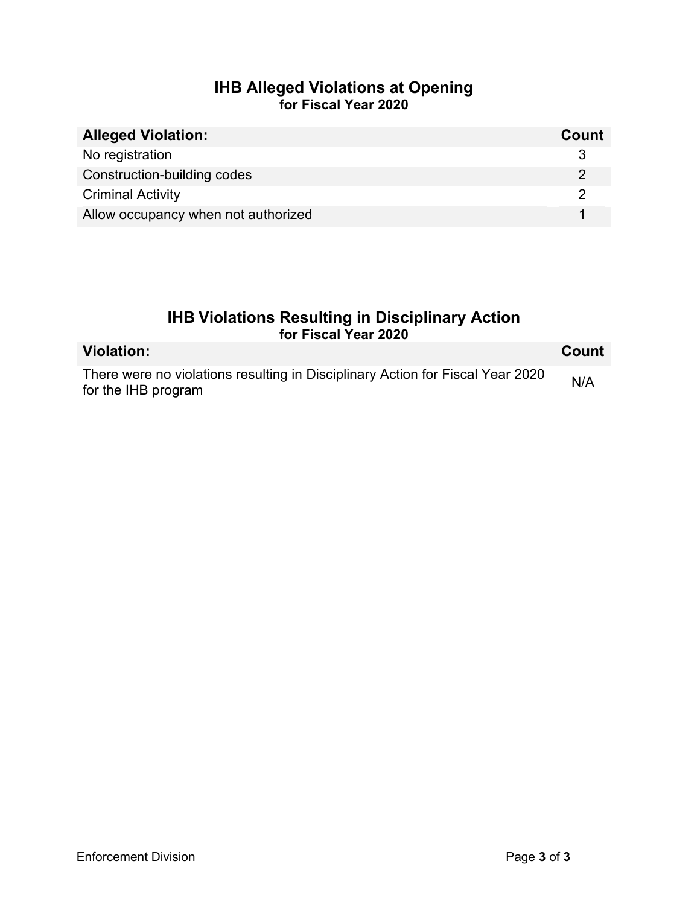## IHB Alleged Violations at Opening
**for Fiscal Year 2020**

| Alleged Violation: | Count |
| --- | --- |
| No registration | 3 |
| Construction-building codes | 2 |
| Criminal Activity | 2 |
| Allow occupancy when not authorized | 1 |

## IHB Violations Resulting in Disciplinary Action
**for Fiscal Year 2020**

| Violation: | Count |
| --- | --- |
| There were no violations resulting in Disciplinary Action for Fiscal Year 2020 for the IHB program | N/A |

Enforcement Division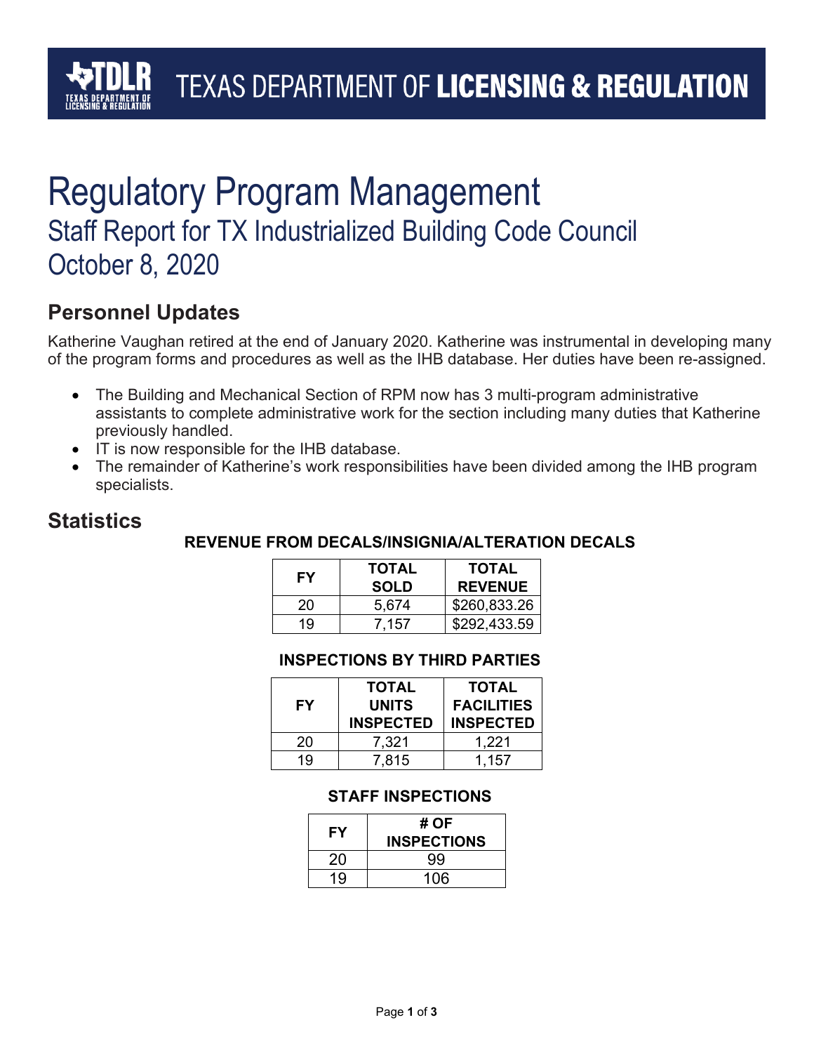TEXAS DEPARTMENT OF **LICENSING & REGULATION**

# Regulatory Program Management

## Staff Report for TX Industrialized Building Code Council

## October 8, 2020

## Personnel Updates

Katherine Vaughan retired at the end of January 2020. Katherine was instrumental in developing many of the program forms and procedures as well as the IHB database. Her duties have been re-assigned.

- The Building and Mechanical Section of RPM now has 3 multi-program administrative assistants to complete administrative work for the section including many duties that Katherine previously handled.
- IT is now responsible for the IHB database.
- The remainder of Katherine's work responsibilities have been divided among the IHB program specialists.

## Statistics

**REVENUE FROM DECALS/INSIGNIA/ALTERATION DECALS**

| FY | TOTAL SOLD | TOTAL REVENUE |
|---|---|---|
| 20 | 5,674 | $260,833.26 |
| 19 | 7,157 | $292,433.59 |

**INSPECTIONS BY THIRD PARTIES**

| FY | TOTAL UNITS INSPECTED | TOTAL FACILITIES INSPECTED |
|---|---|---|
| 20 | 7,321 | 1,221 |
| 19 | 7,815 | 1,157 |

**STAFF INSPECTIONS**

| FY | # OF INSPECTIONS |
|---|---|
| 20 | 99 |
| 19 | 106 |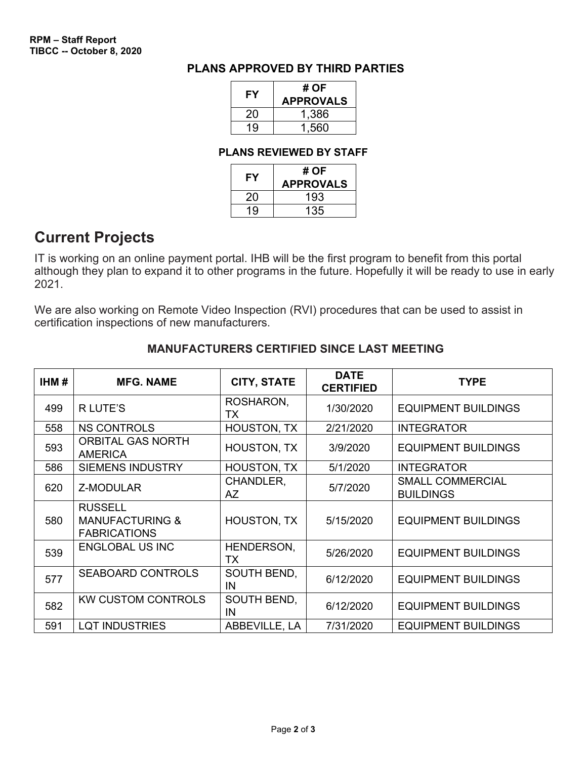### PLANS APPROVED BY THIRD PARTIES

| FY | # OF APPROVALS |
|---|---|
| 20 | 1,386 |
| 19 | 1,560 |

### PLANS REVIEWED BY STAFF

| FY | # OF APPROVALS |
|---|---|
| 20 | 193 |
| 19 | 135 |

## Current Projects

IT is working on an online payment portal. IHB will be the first program to benefit from this portal although they plan to expand it to other programs in the future. Hopefully it will be ready to use in early 2021.

We are also working on Remote Video Inspection (RVI) procedures that can be used to assist in certification inspections of new manufacturers.

### MANUFACTURERS CERTIFIED SINCE LAST MEETING

| IHM # | MFG. NAME | CITY, STATE | DATE CERTIFIED | TYPE |
|---|---|---|---|---|
| 499 | R LUTE'S | ROSHARON, TX | 1/30/2020 | EQUIPMENT BUILDINGS |
| 558 | NS CONTROLS | HOUSTON, TX | 2/21/2020 | INTEGRATOR |
| 593 | ORBITAL GAS NORTH AMERICA | HOUSTON, TX | 3/9/2020 | EQUIPMENT BUILDINGS |
| 586 | SIEMENS INDUSTRY | HOUSTON, TX | 5/1/2020 | INTEGRATOR |
| 620 | Z-MODULAR | CHANDLER, AZ | 5/7/2020 | SMALL COMMERCIAL BUILDINGS |
| 580 | RUSSELL MANUFACTURING & FABRICATIONS | HOUSTON, TX | 5/15/2020 | EQUIPMENT BUILDINGS |
| 539 | ENGLOBAL US INC | HENDERSON, TX | 5/26/2020 | EQUIPMENT BUILDINGS |
| 577 | SEABOARD CONTROLS | SOUTH BEND, IN | 6/12/2020 | EQUIPMENT BUILDINGS |
| 582 | KW CUSTOM CONTROLS | SOUTH BEND, IN | 6/12/2020 | EQUIPMENT BUILDINGS |
| 591 | LQT INDUSTRIES | ABBEVILLE, LA | 7/31/2020 | EQUIPMENT BUILDINGS |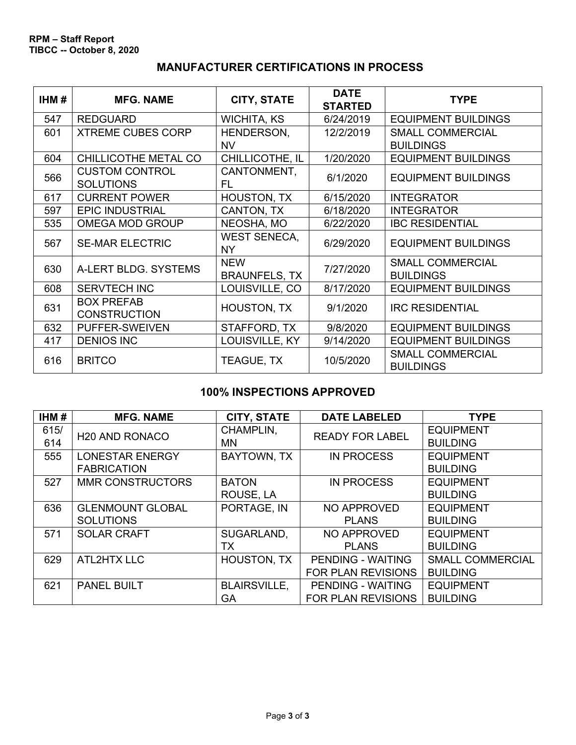RPM – Staff Report
TIBCC -- October 8, 2020

## MANUFACTURER CERTIFICATIONS IN PROCESS

| IHM # | MFG. NAME | CITY, STATE | DATE STARTED | TYPE |
|---|---|---|---|---|
| 547 | REDGUARD | WICHITA, KS | 6/24/2019 | EQUIPMENT BUILDINGS |
| 601 | XTREME CUBES CORP | HENDERSON, NV | 12/2/2019 | SMALL COMMERCIAL BUILDINGS |
| 604 | CHILLICOTHE METAL CO | CHILLICOTHE, IL | 1/20/2020 | EQUIPMENT BUILDINGS |
| 566 | CUSTOM CONTROL SOLUTIONS | CANTONMENT, FL | 6/1/2020 | EQUIPMENT BUILDINGS |
| 617 | CURRENT POWER | HOUSTON, TX | 6/15/2020 | INTEGRATOR |
| 597 | EPIC INDUSTRIAL | CANTON, TX | 6/18/2020 | INTEGRATOR |
| 535 | OMEGA MOD GROUP | NEOSHA, MO | 6/22/2020 | IBC RESIDENTIAL |
| 567 | SE-MAR ELECTRIC | WEST SENECA, NY | 6/29/2020 | EQUIPMENT BUILDINGS |
| 630 | A-LERT BLDG. SYSTEMS | NEW BRAUNFELS, TX | 7/27/2020 | SMALL COMMERCIAL BUILDINGS |
| 608 | SERVTECH INC | LOUISVILLE, CO | 8/17/2020 | EQUIPMENT BUILDINGS |
| 631 | BOX PREFAB CONSTRUCTION | HOUSTON, TX | 9/1/2020 | IRC RESIDENTIAL |
| 632 | PUFFER-SWEIVEN | STAFFORD, TX | 9/8/2020 | EQUIPMENT BUILDINGS |
| 417 | DENIOS INC | LOUISVILLE, KY | 9/14/2020 | EQUIPMENT BUILDINGS |
| 616 | BRITCO | TEAGUE, TX | 10/5/2020 | SMALL COMMERCIAL BUILDINGS |

## 100% INSPECTIONS APPROVED

| IHM # | MFG. NAME | CITY, STATE | DATE LABELED | TYPE |
|---|---|---|---|---|
| 615/ 614 | H20 AND RONACO | CHAMPLIN, MN | READY FOR LABEL | EQUIPMENT BUILDING |
| 555 | LONESTAR ENERGY FABRICATION | BAYTOWN, TX | IN PROCESS | EQUIPMENT BUILDING |
| 527 | MMR CONSTRUCTORS | BATON ROUSE, LA | IN PROCESS | EQUIPMENT BUILDING |
| 636 | GLENMOUNT GLOBAL SOLUTIONS | PORTAGE, IN | NO APPROVED PLANS | EQUIPMENT BUILDING |
| 571 | SOLAR CRAFT | SUGARLAND, TX | NO APPROVED PLANS | EQUIPMENT BUILDING |
| 629 | ATL2HTX LLC | HOUSTON, TX | PENDING - WAITING FOR PLAN REVISIONS | SMALL COMMERCIAL BUILDING |
| 621 | PANEL BUILT | BLAIRSVILLE, GA | PENDING - WAITING FOR PLAN REVISIONS | EQUIPMENT BUILDING |